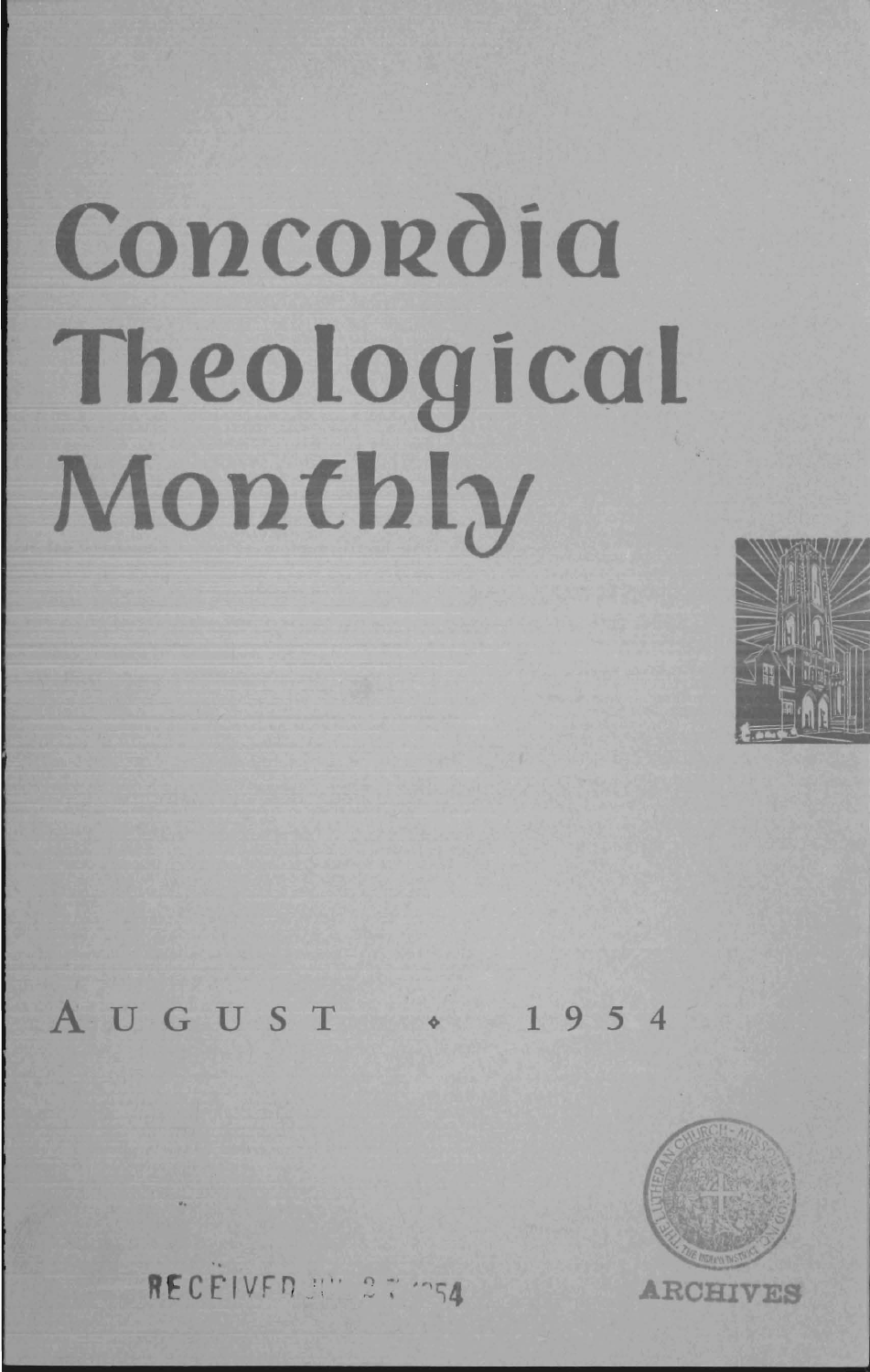# Concordia Theological Monthly

AUGUST ◆ 1954

RECEIVED JUL 27 1954

ARCHIVES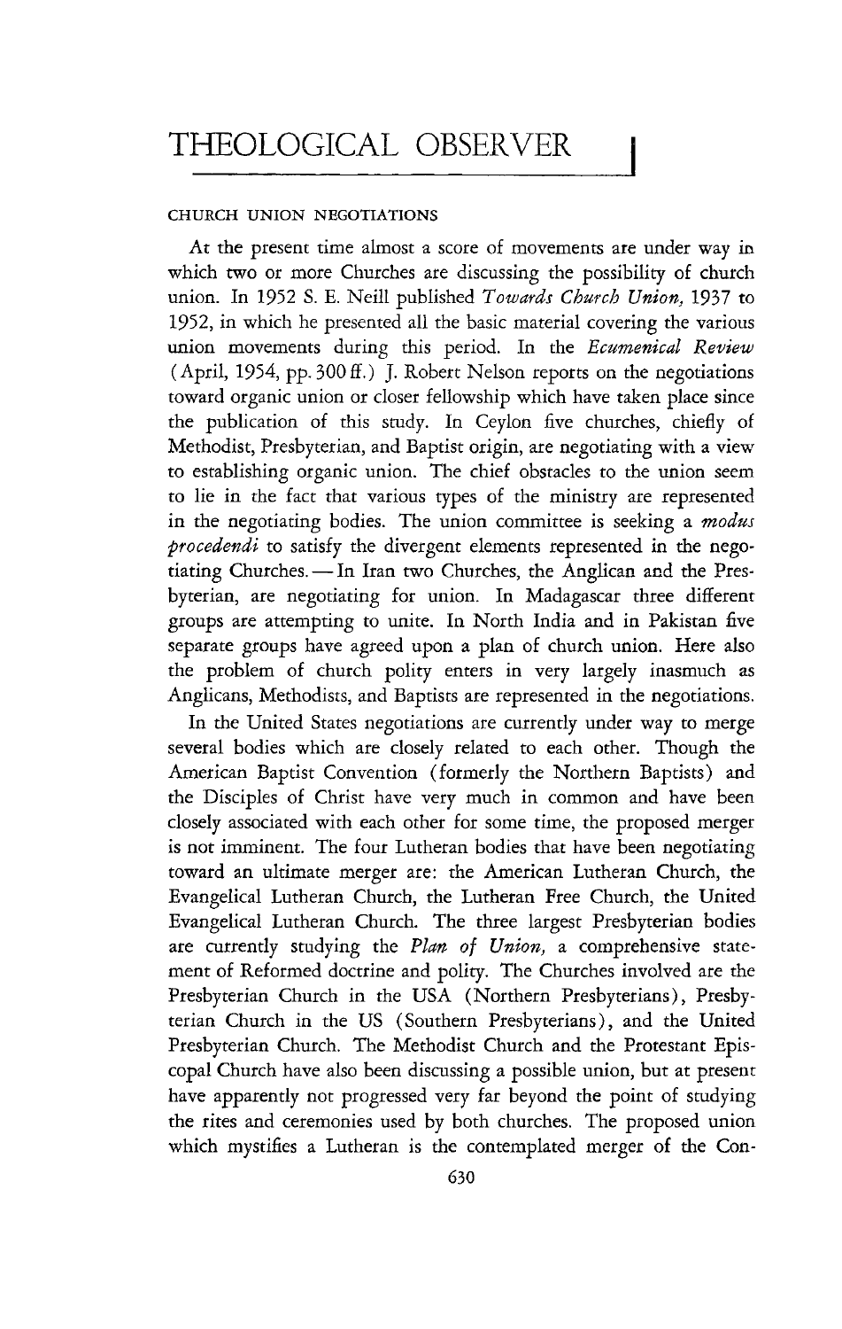# THEOLOGICAL OBSERVER

CHURCH UNION NEGOTIATIONS

At the present time almost a score of movements are under way in which two or more Churches are discussing the possibility of church union. In 1952 S. E. Neill published *Towards Church Union,* 1937 to 1952, in which he presented all the basic material covering the various union movements during this period. In the *Ecumenical Review* (April, 1954, pp. 300 ff.) J. Robert Nelson reports on the negotiations toward organic union or closer fellowship which have taken place since the publication of this study. In Ceylon five churches, chiefly of Methodist, Presbyterian, and Baptist origin, are negotiating with a view to establishing organic union. The chief obstacles to the union seem to lie in the fact that various types of the ministry are represented in the negotiating bodies. The union committee is seeking a *modus procedendi* to satisfy the divergent elements represented in the negotiating Churches. — In Iran two Churches, the Anglican and the Presbyterian, are negotiating for union. In Madagascar three different groups are attempting to unite. In North India and in Pakistan five separate groups have agreed upon a plan of church union. Here also the problem of church polity enters in very largely inasmuch as Anglicans, Methodists, and Baptists are represented in the negotiations.

In the United States negotiations are currently under way to merge several bodies which are closely related to each other. Though the American Baptist Convention (formerly the Northern Baptists) and the Disciples of Christ have very much in common and have been closely associated with each other for some time, the proposed merger is not imminent. The four Lutheran bodies that have been negotiating toward an ultimate merger are: the American Lutheran Church, the Evangelical Lutheran Church, the Lutheran Free Church, the United Evangelical Lutheran Church. The three largest Presbyterian bodies are currently studying the *Plan of Union,* a comprehensive statement of Reformed doctrine and polity. The Churches involved are the Presbyterian Church in the USA (Northern Presbyterians), Presbyterian Church in the US (Southern Presbyterians), and the United Presbyterian Church. The Methodist Church and the Protestant Episcopal Church have also been discussing a possible union, but at present have apparently not progressed very far beyond the point of studying the rites and ceremonies used by both churches. The proposed union which mystifies a Lutheran is the contemplated merger of the Con-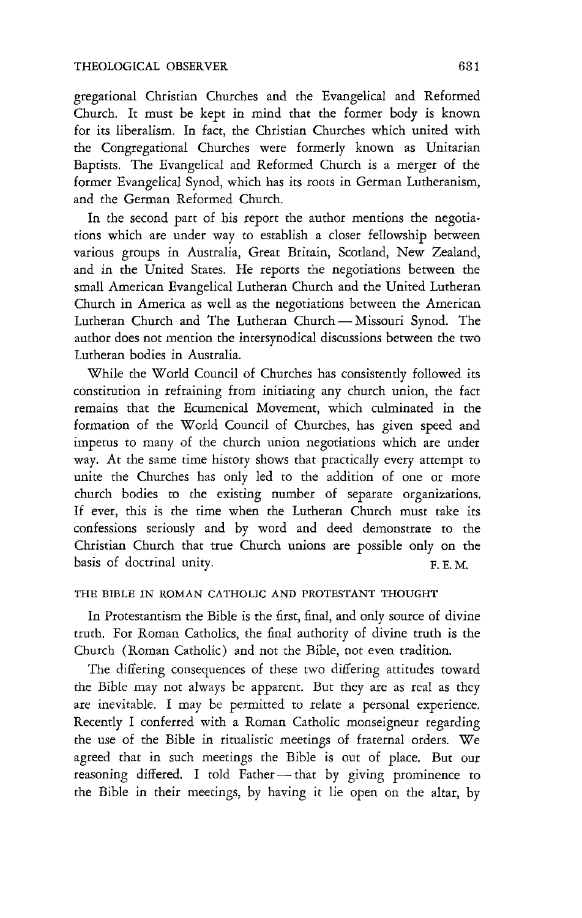gregational Christian Churches and the Evangelical and Reformed Church. It must be kept in mind that the former body is known for its liberalism. In fact, the Christian Churches which united with the Congregational Churches were formerly known as Unitarian Baptists. The Evangelical and Reformed Church is a merger of the former Evangelical Synod, which has its roots in German Lutheranism, and the German Reformed Church.

In the second part of his report the author mentions the negotiations which are under way to establish a closer fellowship between various groups in Australia, Great Britain, Scotland, New Zealand, and in the United States. He reports the negotiations between the small American Evangelical Lutheran Church and the United Lutheran Church in America as well as the negotiations between the American Lutheran Church and The Lutheran Church — Missouri Synod. The author does not mention the intersynodical discussions between the two Lutheran bodies in Australia.

While the World Council of Churches has consistently followed its constitution in refraining from initiating any church union, the fact remains that the Ecumenical Movement, which culminated in the formation of the World Council of Churches, has given speed and impetus to many of the church union negotiations which are under way. At the same time history shows that practically every attempt to unite the Churches has only led to the addition of one or more church bodies to the existing number of separate organizations. If ever, this is the time when the Lutheran Church must take its confessions seriously and by word and deed demonstrate to the Christian Church that true Church unions are possible only on the basis of doctrinal unity.

F. E. M.

### THE BIBLE IN ROMAN CATHOLIC AND PROTESTANT THOUGHT

In Protestantism the Bible is the first, final, and only source of divine truth. For Roman Catholics, the final authority of divine truth is the Church (Roman Catholic) and not the Bible, not even tradition.

The differing consequences of these two differing attitudes toward the Bible may not always be apparent. But they are as real as they are inevitable. I may be permitted to relate a personal experience. Recently I conferred with a Roman Catholic monseigneur regarding the use of the Bible in ritualistic meetings of fraternal orders. We agreed that in such meetings the Bible is out of place. But our reasoning differed. I told Father — that by giving prominence to the Bible in their meetings, by having it lie open on the altar, by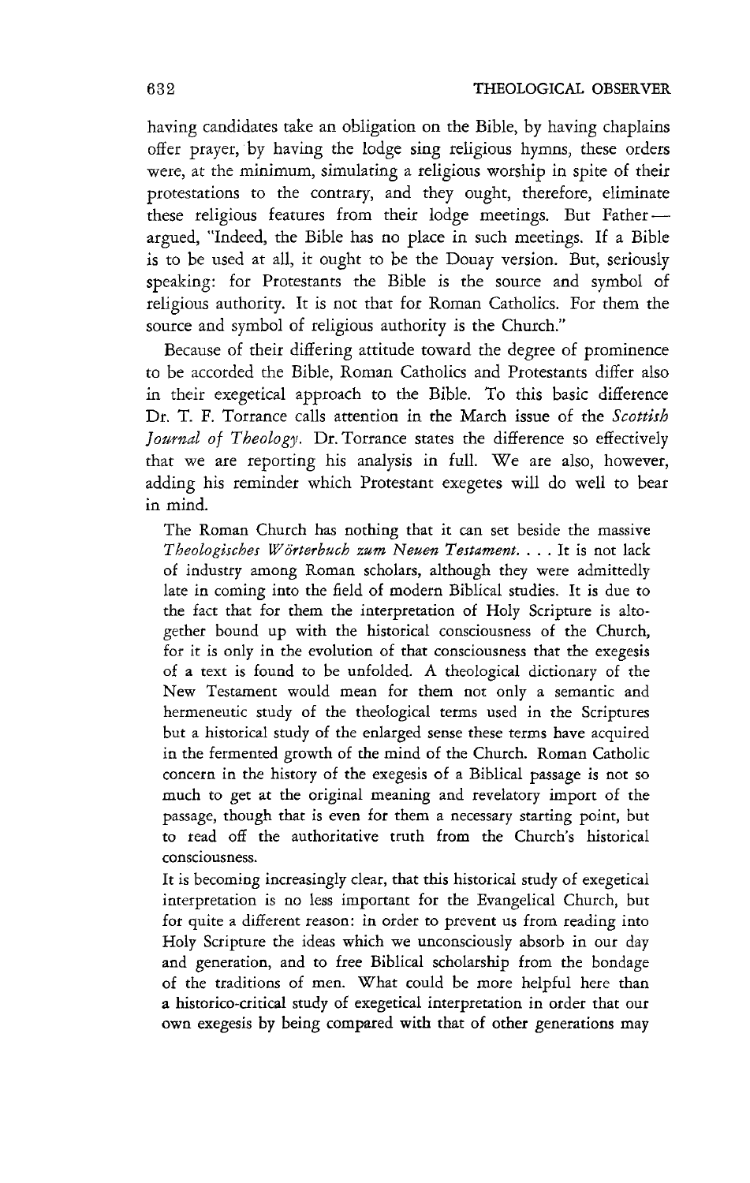having candidates take an obligation on the Bible, by having chaplains offer prayer, by having the lodge sing religious hymns, these orders were, at the minimum, simulating a religious worship in spite of their protestations to the contrary, and they ought, therefore, eliminate these religious features from their lodge meetings. But Father — argued, "Indeed, the Bible has no place in such meetings. If a Bible is to be used at all, it ought to be the Douay version. But, seriously speaking: for Protestants the Bible is the source and symbol of religious authority. It is not that for Roman Catholics. For them the source and symbol of religious authority is the Church."

Because of their differing attitude toward the degree of prominence to be accorded the Bible, Roman Catholics and Protestants differ also in their exegetical approach to the Bible. To this basic difference Dr. T. F. Torrance calls attention in the March issue of the *Scottish Journal of Theology*. Dr. Torrance states the difference so effectively that we are reporting his analysis in full. We are also, however, adding his reminder which Protestant exegetes will do well to bear in mind.

> The Roman Church has nothing that it can set beside the massive *Theologisches Wörterbuch zum Neuen Testament*. . . . It is not lack of industry among Roman scholars, although they were admittedly late in coming into the field of modern Biblical studies. It is due to the fact that for them the interpretation of Holy Scripture is altogether bound up with the historical consciousness of the Church, for it is only in the evolution of that consciousness that the exegesis of a text is found to be unfolded. A theological dictionary of the New Testament would mean for them not only a semantic and hermeneutic study of the theological terms used in the Scriptures but a historical study of the enlarged sense these terms have acquired in the fermented growth of the mind of the Church. Roman Catholic concern in the history of the exegesis of a Biblical passage is not so much to get at the original meaning and revelatory import of the passage, though that is even for them a necessary starting point, but to read off the authoritative truth from the Church's historical consciousness.
>
> It is becoming increasingly clear, that this historical study of exegetical interpretation is no less important for the Evangelical Church, but for quite a different reason: in order to prevent us from reading into Holy Scripture the ideas which we unconsciously absorb in our day and generation, and to free Biblical scholarship from the bondage of the traditions of men. What could be more helpful here than a historico-critical study of exegetical interpretation in order that our own exegesis by being compared with that of other generations may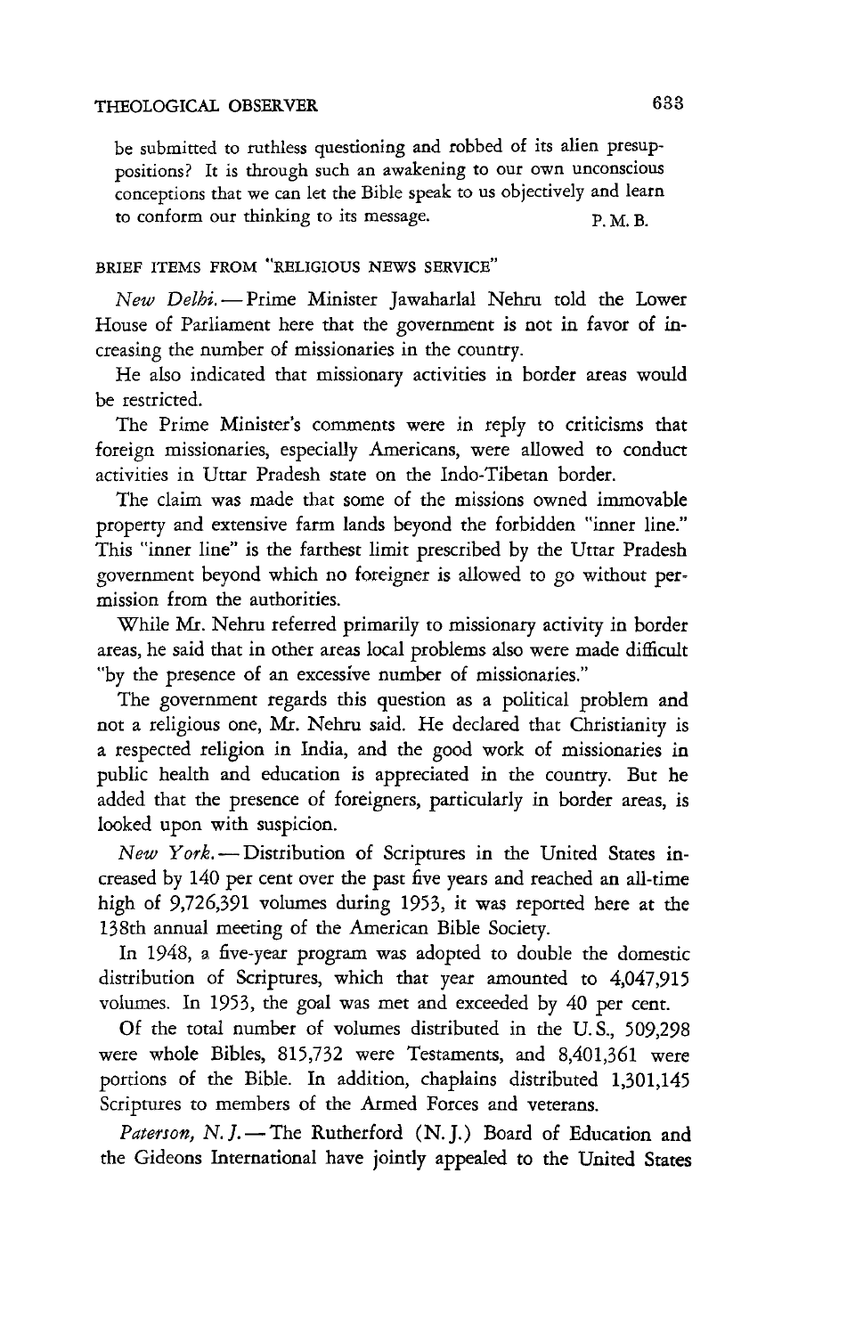be submitted to ruthless questioning and robbed of its alien presuppositions? It is through such an awakening to our own unconscious conceptions that we can let the Bible speak to us objectively and learn to conform our thinking to its message. P. M. B.

BRIEF ITEMS FROM "RELIGIOUS NEWS SERVICE"

*New Delhi.* — Prime Minister Jawaharlal Nehru told the Lower House of Parliament here that the government is not in favor of increasing the number of missionaries in the country.

He also indicated that missionary activities in border areas would be restricted.

The Prime Minister's comments were in reply to criticisms that foreign missionaries, especially Americans, were allowed to conduct activities in Uttar Pradesh state on the Indo-Tibetan border.

The claim was made that some of the missions owned immovable property and extensive farm lands beyond the forbidden "inner line." This "inner line" is the farthest limit prescribed by the Uttar Pradesh government beyond which no foreigner is allowed to go without permission from the authorities.

While Mr. Nehru referred primarily to missionary activity in border areas, he said that in other areas local problems also were made difficult "by the presence of an excessive number of missionaries."

The government regards this question as a political problem and not a religious one, Mr. Nehru said. He declared that Christianity is a respected religion in India, and the good work of missionaries in public health and education is appreciated in the country. But he added that the presence of foreigners, particularly in border areas, is looked upon with suspicion.

*New York.* — Distribution of Scriptures in the United States increased by 140 per cent over the past five years and reached an all-time high of 9,726,391 volumes during 1953, it was reported here at the 138th annual meeting of the American Bible Society.

In 1948, a five-year program was adopted to double the domestic distribution of Scriptures, which that year amounted to 4,047,915 volumes. In 1953, the goal was met and exceeded by 40 per cent.

Of the total number of volumes distributed in the U. S., 509,298 were whole Bibles, 815,732 were Testaments, and 8,401,361 were portions of the Bible. In addition, chaplains distributed 1,301,145 Scriptures to members of the Armed Forces and veterans.

*Paterson, N. J.* — The Rutherford (N. J.) Board of Education and the Gideons International have jointly appealed to the United States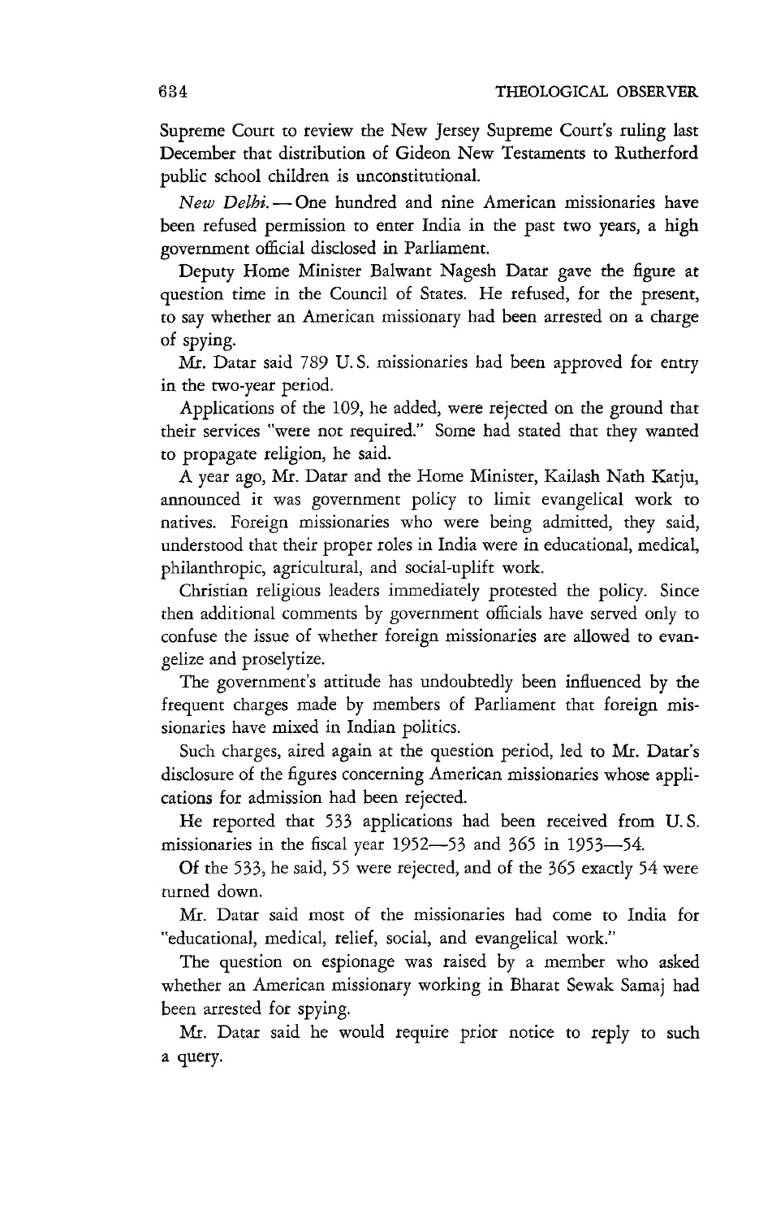Supreme Court to review the New Jersey Supreme Court's ruling last December that distribution of Gideon New Testaments to Rutherford public school children is unconstitutional.

*New Delhi.* — One hundred and nine American missionaries have been refused permission to enter India in the past two years, a high government official disclosed in Parliament.

Deputy Home Minister Balwant Nagesh Datar gave the figure at question time in the Council of States. He refused, for the present, to say whether an American missionary had been arrested on a charge of spying.

Mr. Datar said 789 U.S. missionaries had been approved for entry in the two-year period.

Applications of the 109, he added, were rejected on the ground that their services "were not required." Some had stated that they wanted to propagate religion, he said.

A year ago, Mr. Datar and the Home Minister, Kailash Nath Katju, announced it was government policy to limit evangelical work to natives. Foreign missionaries who were being admitted, they said, understood that their proper roles in India were in educational, medical, philanthropic, agricultural, and social-uplift work.

Christian religious leaders immediately protested the policy. Since then additional comments by government officials have served only to confuse the issue of whether foreign missionaries are allowed to evangelize and proselytize.

The government's attitude has undoubtedly been influenced by the frequent charges made by members of Parliament that foreign missionaries have mixed in Indian politics.

Such charges, aired again at the question period, led to Mr. Datar's disclosure of the figures concerning American missionaries whose applications for admission had been rejected.

He reported that 533 applications had been received from U.S. missionaries in the fiscal year 1952—53 and 365 in 1953—54.

Of the 533, he said, 55 were rejected, and of the 365 exactly 54 were turned down.

Mr. Datar said most of the missionaries had come to India for "educational, medical, relief, social, and evangelical work."

The question on espionage was raised by a member who asked whether an American missionary working in Bharat Sewak Samaj had been arrested for spying.

Mr. Datar said he would require prior notice to reply to such a query.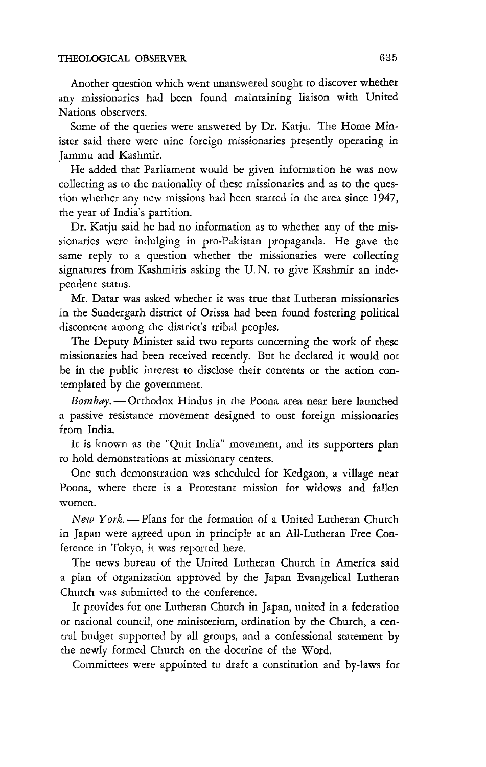Another question which went unanswered sought to discover whether any missionaries had been found maintaining liaison with United Nations observers.

Some of the queries were answered by Dr. Katju. The Home Minister said there were nine foreign missionaries presently operating in Jammu and Kashmir.

He added that Parliament would be given information he was now collecting as to the nationality of these missionaries and as to the question whether any new missions had been started in the area since 1947, the year of India's partition.

Dr. Katju said he had no information as to whether any of the missionaries were indulging in pro-Pakistan propaganda. He gave the same reply to a question whether the missionaries were collecting signatures from Kashmiris asking the U. N. to give Kashmir an independent status.

Mr. Datar was asked whether it was true that Lutheran missionaries in the Sundergarh district of Orissa had been found fostering political discontent among the district's tribal peoples.

The Deputy Minister said two reports concerning the work of these missionaries had been received recently. But he declared it would not be in the public interest to disclose their contents or the action contemplated by the government.

*Bombay.* — Orthodox Hindus in the Poona area near here launched a passive resistance movement designed to oust foreign missionaries from India.

It is known as the "Quit India" movement, and its supporters plan to hold demonstrations at missionary centers.

One such demonstration was scheduled for Kedgaon, a village near Poona, where there is a Protestant mission for widows and fallen women.

*New York.* — Plans for the formation of a United Lutheran Church in Japan were agreed upon in principle at an All-Lutheran Free Conference in Tokyo, it was reported here.

The news bureau of the United Lutheran Church in America said a plan of organization approved by the Japan Evangelical Lutheran Church was submitted to the conference.

It provides for one Lutheran Church in Japan, united in a federation or national council, one ministerium, ordination by the Church, a central budget supported by all groups, and a confessional statement by the newly formed Church on the doctrine of the Word.

Committees were appointed to draft a constitution and by-laws for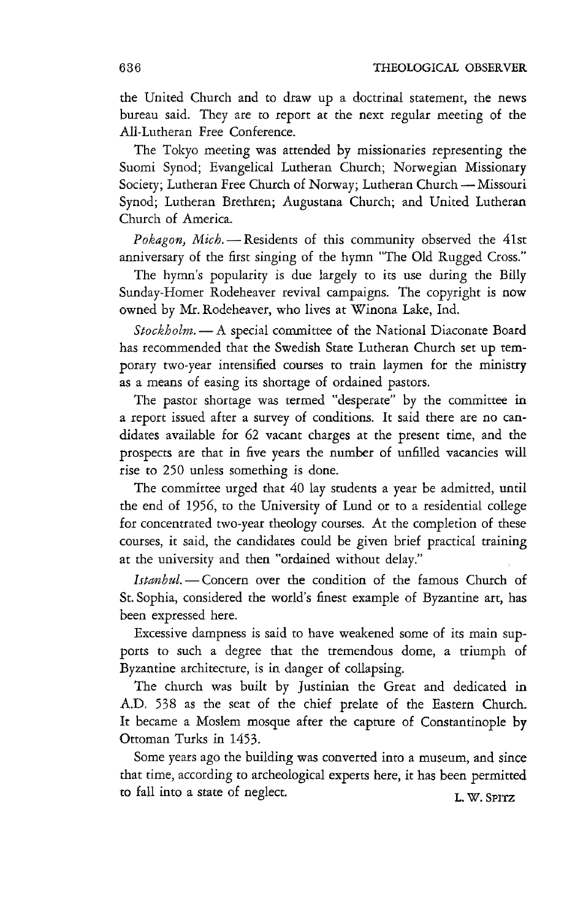the United Church and to draw up a doctrinal statement, the news bureau said. They are to report at the next regular meeting of the All-Lutheran Free Conference.

The Tokyo meeting was attended by missionaries representing the Suomi Synod; Evangelical Lutheran Church; Norwegian Missionary Society; Lutheran Free Church of Norway; Lutheran Church — Missouri Synod; Lutheran Brethren; Augustana Church; and United Lutheran Church of America.

*Pokagon, Mich.* — Residents of this community observed the 41st anniversary of the first singing of the hymn "The Old Rugged Cross."

The hymn's popularity is due largely to its use during the Billy Sunday-Homer Rodeheaver revival campaigns. The copyright is now owned by Mr. Rodeheaver, who lives at Winona Lake, Ind.

*Stockholm.* — A special committee of the National Diaconate Board has recommended that the Swedish State Lutheran Church set up temporary two-year intensified courses to train laymen for the ministry as a means of easing its shortage of ordained pastors.

The pastor shortage was termed "desperate" by the committee in a report issued after a survey of conditions. It said there are no candidates available for 62 vacant charges at the present time, and the prospects are that in five years the number of unfilled vacancies will rise to 250 unless something is done.

The committee urged that 40 lay students a year be admitted, until the end of 1956, to the University of Lund or to a residential college for concentrated two-year theology courses. At the completion of these courses, it said, the candidates could be given brief practical training at the university and then "ordained without delay."

*Istanbul.* — Concern over the condition of the famous Church of St. Sophia, considered the world's finest example of Byzantine art, has been expressed here.

Excessive dampness is said to have weakened some of its main supports to such a degree that the tremendous dome, a triumph of Byzantine architecture, is in danger of collapsing.

The church was built by Justinian the Great and dedicated in A.D. 538 as the seat of the chief prelate of the Eastern Church. It became a Moslem mosque after the capture of Constantinople by Ottoman Turks in 1453.

Some years ago the building was converted into a museum, and since that time, according to archeological experts here, it has been permitted to fall into a state of neglect.

L. W. SPITZ